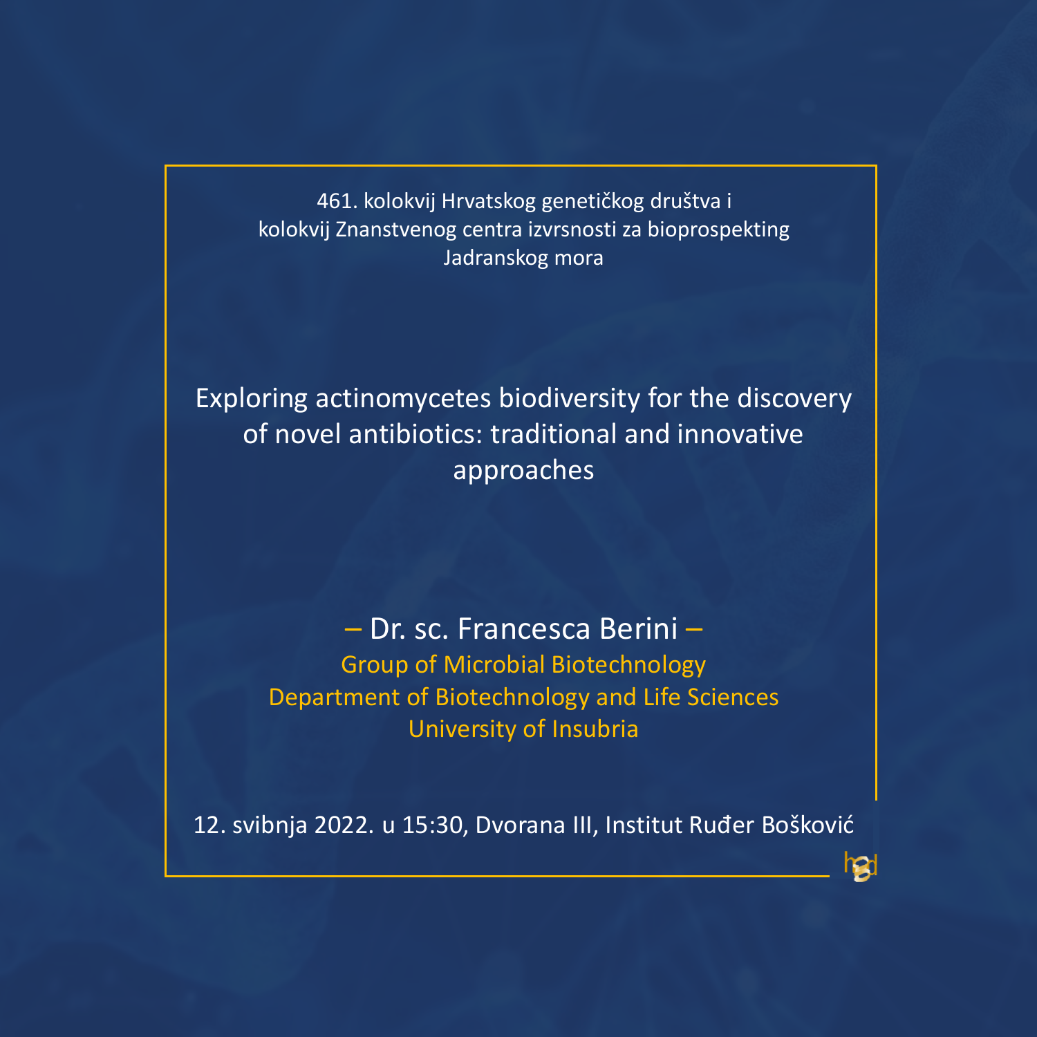461. kolokvij Hrvatskog genetičkog društva i
kolokvij Znanstvenog centra izvrsnosti za bioprospekting
Jadranskog mora

# Exploring actinomycetes biodiversity for the discovery of novel antibiotics: traditional and innovative approaches

## – Dr. sc. Francesca Berini –

Group of Microbial Biotechnology
Department of Biotechnology and Life Sciences
University of Insubria

12. svibnja 2022. u 15:30, Dvorana III, Institut Ruđer Bošković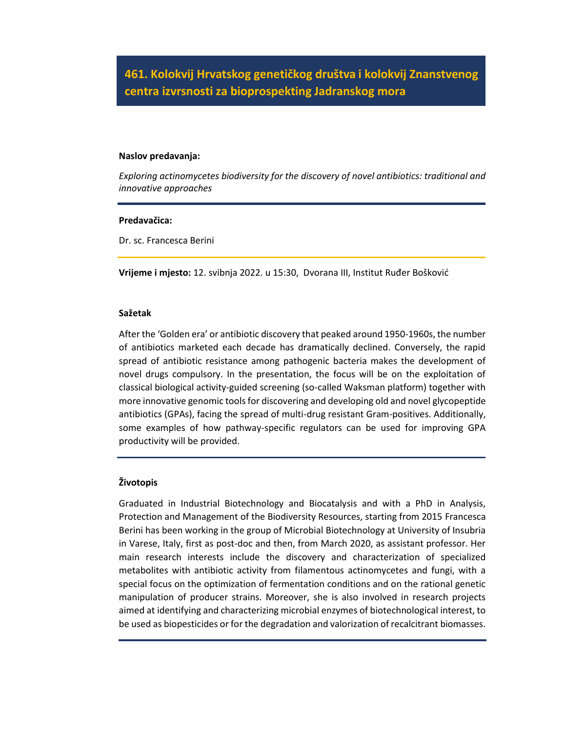# 461. Kolokvij Hrvatskog genetičkog društva i kolokvij Znanstvenog centra izvrsnosti za bioprospekting Jadranskog mora

**Naslov predavanja:**

*Exploring actinomycetes biodiversity for the discovery of novel antibiotics: traditional and innovative approaches*

---

**Predavačica:**

Dr. sc. Francesca Berini

---

**Vrijeme i mjesto:** 12. svibnja 2022. u 15:30, Dvorana III, Institut Ruđer Bošković

**Sažetak**

After the 'Golden era' or antibiotic discovery that peaked around 1950-1960s, the number of antibiotics marketed each decade has dramatically declined. Conversely, the rapid spread of antibiotic resistance among pathogenic bacteria makes the development of novel drugs compulsory. In the presentation, the focus will be on the exploitation of classical biological activity-guided screening (so-called Waksman platform) together with more innovative genomic tools for discovering and developing old and novel glycopeptide antibiotics (GPAs), facing the spread of multi-drug resistant Gram-positives. Additionally, some examples of how pathway-specific regulators can be used for improving GPA productivity will be provided.

---

**Životopis**

Graduated in Industrial Biotechnology and Biocatalysis and with a PhD in Analysis, Protection and Management of the Biodiversity Resources, starting from 2015 Francesca Berini has been working in the group of Microbial Biotechnology at University of Insubria in Varese, Italy, first as post-doc and then, from March 2020, as assistant professor. Her main research interests include the discovery and characterization of specialized metabolites with antibiotic activity from filamentous actinomycetes and fungi, with a special focus on the optimization of fermentation conditions and on the rational genetic manipulation of producer strains. Moreover, she is also involved in research projects aimed at identifying and characterizing microbial enzymes of biotechnological interest, to be used as biopesticides or for the degradation and valorization of recalcitrant biomasses.

---